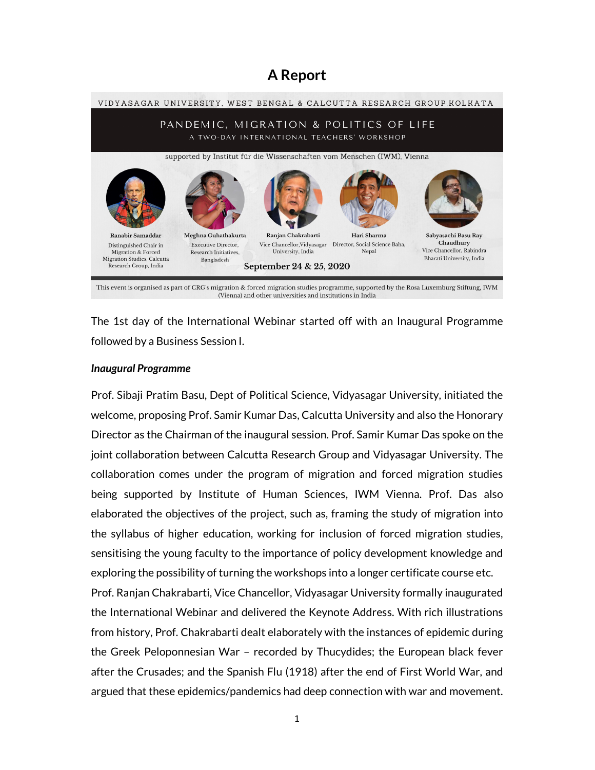# A Report

VIDYASAGAR UNIVERSITY, WEST BENGAL & CALCUTTA RESEARCH GROUP,KOLKATA

PANDEMIC, MIGRATION & POLITICS OF LIFE

A TWO-DAY INTERNATIONAL TEACHERS' WORKSHOP

supported by Institut für die Wissenschaften vom Menschen (IWM), Vienna

**Ranabir Samaddar**
Distinguished Chair in Migration & Forced Migration Studies, Calcutta Research Group, India

**Meghna Guhathakurta**
Executive Director, Research Initiatives, Bangladesh

**Ranjan Chakrabarti**
Vice Chancellor,Vidyasagar University, India

**Hari Sharma**
Director, Social Science Baha, Nepal

**Sabyasachi Basu Ray Chaudhury**
Vice Chancellor, Rabindra Bharati University, India

**September 24 & 25, 2020**

This event is organised as part of CRG's migration & forced migration studies programme, supported by the Rosa Luxemburg Stiftung, IWM (Vienna) and other universities and institutions in India

The 1st day of the International Webinar started off with an Inaugural Programme followed by a Business Session I.

***Inaugural Programme***

Prof. Sibaji Pratim Basu, Dept of Political Science, Vidyasagar University, initiated the welcome, proposing Prof. Samir Kumar Das, Calcutta University and also the Honorary Director as the Chairman of the inaugural session. Prof. Samir Kumar Das spoke on the joint collaboration between Calcutta Research Group and Vidyasagar University. The collaboration comes under the program of migration and forced migration studies being supported by Institute of Human Sciences, IWM Vienna. Prof. Das also elaborated the objectives of the project, such as, framing the study of migration into the syllabus of higher education, working for inclusion of forced migration studies, sensitising the young faculty to the importance of policy development knowledge and exploring the possibility of turning the workshops into a longer certificate course etc.

Prof. Ranjan Chakrabarti, Vice Chancellor, Vidyasagar University formally inaugurated the International Webinar and delivered the Keynote Address. With rich illustrations from history, Prof. Chakrabarti dealt elaborately with the instances of epidemic during the Greek Peloponnesian War – recorded by Thucydides; the European black fever after the Crusades; and the Spanish Flu (1918) after the end of First World War, and argued that these epidemics/pandemics had deep connection with war and movement.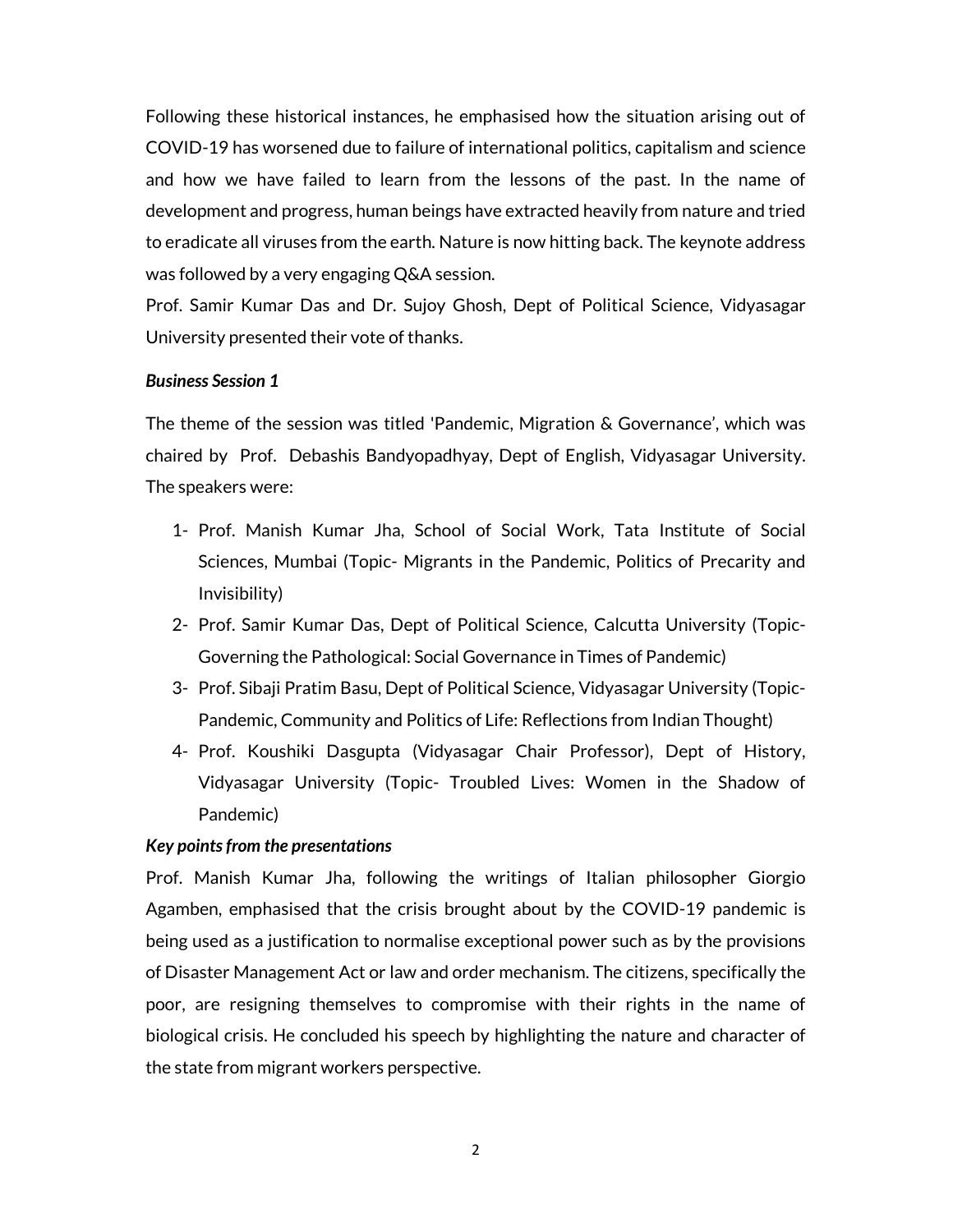Following these historical instances, he emphasised how the situation arising out of COVID-19 has worsened due to failure of international politics, capitalism and science and how we have failed to learn from the lessons of the past. In the name of development and progress, human beings have extracted heavily from nature and tried to eradicate all viruses from the earth. Nature is now hitting back. The keynote address was followed by a very engaging Q&A session.

Prof. Samir Kumar Das and Dr. Sujoy Ghosh, Dept of Political Science, Vidyasagar University presented their vote of thanks.

***Business Session 1***

The theme of the session was titled 'Pandemic, Migration & Governance', which was chaired by Prof. Debashis Bandyopadhyay, Dept of English, Vidyasagar University. The speakers were:

1- Prof. Manish Kumar Jha, School of Social Work, Tata Institute of Social Sciences, Mumbai (Topic- Migrants in the Pandemic, Politics of Precarity and Invisibility)
2- Prof. Samir Kumar Das, Dept of Political Science, Calcutta University (Topic- Governing the Pathological: Social Governance in Times of Pandemic)
3- Prof. Sibaji Pratim Basu, Dept of Political Science, Vidyasagar University (Topic- Pandemic, Community and Politics of Life: Reflections from Indian Thought)
4- Prof. Koushiki Dasgupta (Vidyasagar Chair Professor), Dept of History, Vidyasagar University (Topic- Troubled Lives: Women in the Shadow of Pandemic)

***Key points from the presentations***

Prof. Manish Kumar Jha, following the writings of Italian philosopher Giorgio Agamben, emphasised that the crisis brought about by the COVID-19 pandemic is being used as a justification to normalise exceptional power such as by the provisions of Disaster Management Act or law and order mechanism. The citizens, specifically the poor, are resigning themselves to compromise with their rights in the name of biological crisis. He concluded his speech by highlighting the nature and character of the state from migrant workers perspective.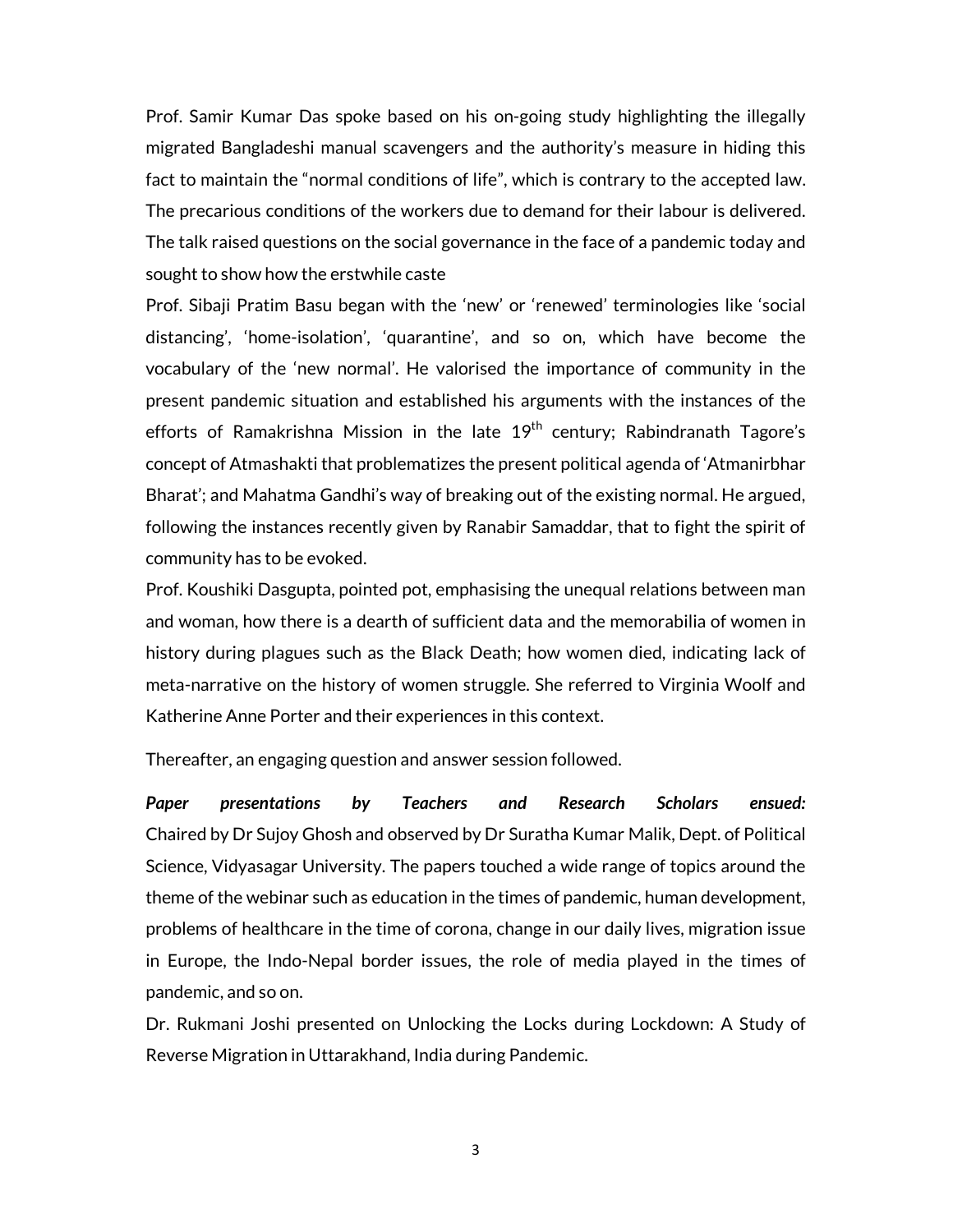Prof. Samir Kumar Das spoke based on his on-going study highlighting the illegally migrated Bangladeshi manual scavengers and the authority's measure in hiding this fact to maintain the "normal conditions of life", which is contrary to the accepted law. The precarious conditions of the workers due to demand for their labour is delivered. The talk raised questions on the social governance in the face of a pandemic today and sought to show how the erstwhile caste

Prof. Sibaji Pratim Basu began with the 'new' or 'renewed' terminologies like 'social distancing', 'home-isolation', 'quarantine', and so on, which have become the vocabulary of the 'new normal'. He valorised the importance of community in the present pandemic situation and established his arguments with the instances of the efforts of Ramakrishna Mission in the late 19th century; Rabindranath Tagore's concept of Atmashakti that problematizes the present political agenda of 'Atmanirbhar Bharat'; and Mahatma Gandhi's way of breaking out of the existing normal. He argued, following the instances recently given by Ranabir Samaddar, that to fight the spirit of community has to be evoked.

Prof. Koushiki Dasgupta, pointed pot, emphasising the unequal relations between man and woman, how there is a dearth of sufficient data and the memorabilia of women in history during plagues such as the Black Death; how women died, indicating lack of meta-narrative on the history of women struggle. She referred to Virginia Woolf and Katherine Anne Porter and their experiences in this context.

Thereafter, an engaging question and answer session followed.

***Paper presentations by Teachers and Research Scholars ensued:*** Chaired by Dr Sujoy Ghosh and observed by Dr Suratha Kumar Malik, Dept. of Political Science, Vidyasagar University. The papers touched a wide range of topics around the theme of the webinar such as education in the times of pandemic, human development, problems of healthcare in the time of corona, change in our daily lives, migration issue in Europe, the Indo-Nepal border issues, the role of media played in the times of pandemic, and so on.

Dr. Rukmani Joshi presented on Unlocking the Locks during Lockdown: A Study of Reverse Migration in Uttarakhand, India during Pandemic.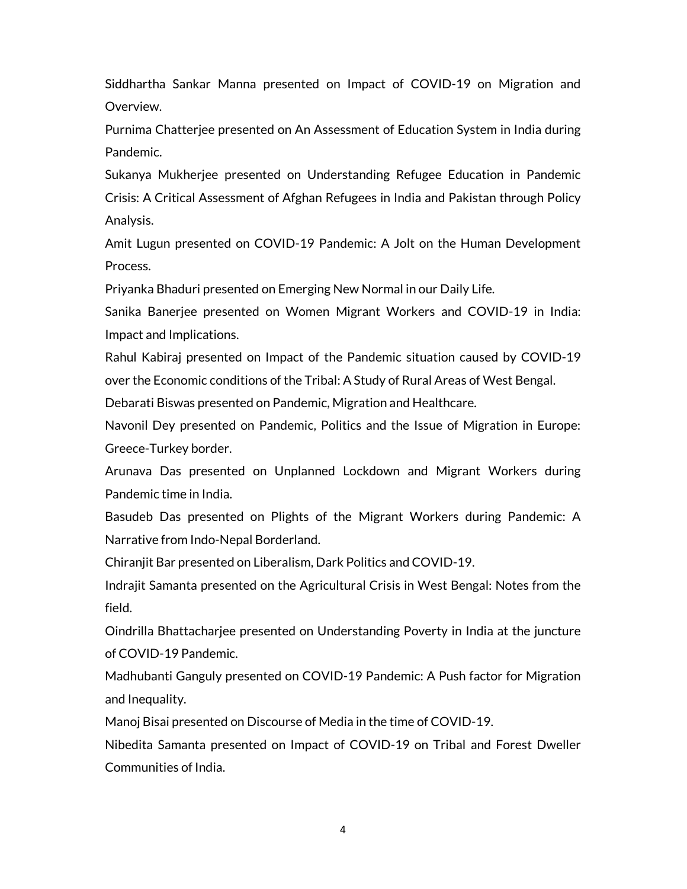Siddhartha Sankar Manna presented on Impact of COVID-19 on Migration and Overview.

Purnima Chatterjee presented on An Assessment of Education System in India during Pandemic.

Sukanya Mukherjee presented on Understanding Refugee Education in Pandemic Crisis: A Critical Assessment of Afghan Refugees in India and Pakistan through Policy Analysis.

Amit Lugun presented on COVID-19 Pandemic: A Jolt on the Human Development Process.

Priyanka Bhaduri presented on Emerging New Normal in our Daily Life.

Sanika Banerjee presented on Women Migrant Workers and COVID-19 in India: Impact and Implications.

Rahul Kabiraj presented on Impact of the Pandemic situation caused by COVID-19 over the Economic conditions of the Tribal: A Study of Rural Areas of West Bengal.

Debarati Biswas presented on Pandemic, Migration and Healthcare.

Navonil Dey presented on Pandemic, Politics and the Issue of Migration in Europe: Greece-Turkey border.

Arunava Das presented on Unplanned Lockdown and Migrant Workers during Pandemic time in India.

Basudeb Das presented on Plights of the Migrant Workers during Pandemic: A Narrative from Indo-Nepal Borderland.

Chiranjit Bar presented on Liberalism, Dark Politics and COVID-19.

Indrajit Samanta presented on the Agricultural Crisis in West Bengal: Notes from the field.

Oindrilla Bhattacharjee presented on Understanding Poverty in India at the juncture of COVID-19 Pandemic.

Madhubanti Ganguly presented on COVID-19 Pandemic: A Push factor for Migration and Inequality.

Manoj Bisai presented on Discourse of Media in the time of COVID-19.

Nibedita Samanta presented on Impact of COVID-19 on Tribal and Forest Dweller Communities of India.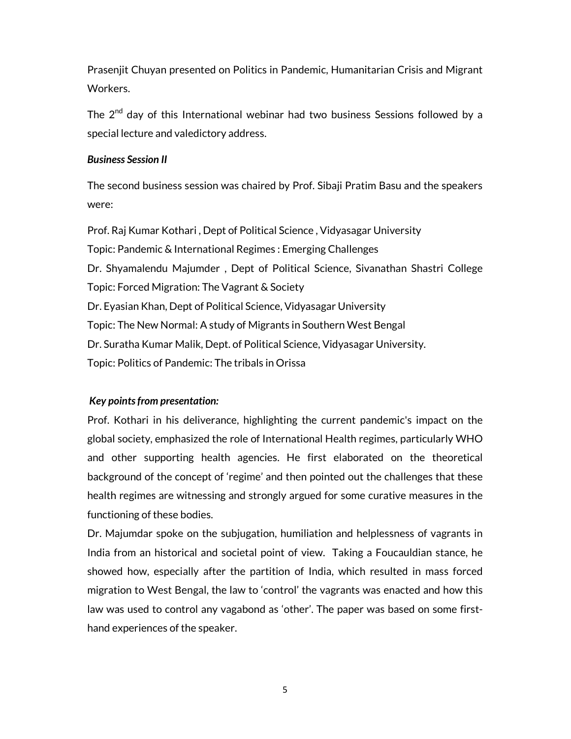Prasenjit Chuyan presented on Politics in Pandemic, Humanitarian Crisis and Migrant Workers.

The 2nd day of this International webinar had two business Sessions followed by a special lecture and valedictory address.

***Business Session II***

The second business session was chaired by Prof. Sibaji Pratim Basu and the speakers were:

Prof. Raj Kumar Kothari , Dept of Political Science , Vidyasagar University
Topic: Pandemic & International Regimes : Emerging Challenges
Dr. Shyamalendu Majumder , Dept of Political Science, Sivanathan Shastri College
Topic: Forced Migration: The Vagrant & Society
Dr. Eyasian Khan, Dept of Political Science, Vidyasagar University
Topic: The New Normal: A study of Migrants in Southern West Bengal
Dr. Suratha Kumar Malik, Dept. of Political Science, Vidyasagar University.
Topic: Politics of Pandemic: The tribals in Orissa

***Key points from presentation:***

Prof. Kothari in his deliverance, highlighting the current pandemic's impact on the global society, emphasized the role of International Health regimes, particularly WHO and other supporting health agencies. He first elaborated on the theoretical background of the concept of 'regime' and then pointed out the challenges that these health regimes are witnessing and strongly argued for some curative measures in the functioning of these bodies.

Dr. Majumdar spoke on the subjugation, humiliation and helplessness of vagrants in India from an historical and societal point of view. Taking a Foucauldian stance, he showed how, especially after the partition of India, which resulted in mass forced migration to West Bengal, the law to 'control' the vagrants was enacted and how this law was used to control any vagabond as 'other'. The paper was based on some first-hand experiences of the speaker.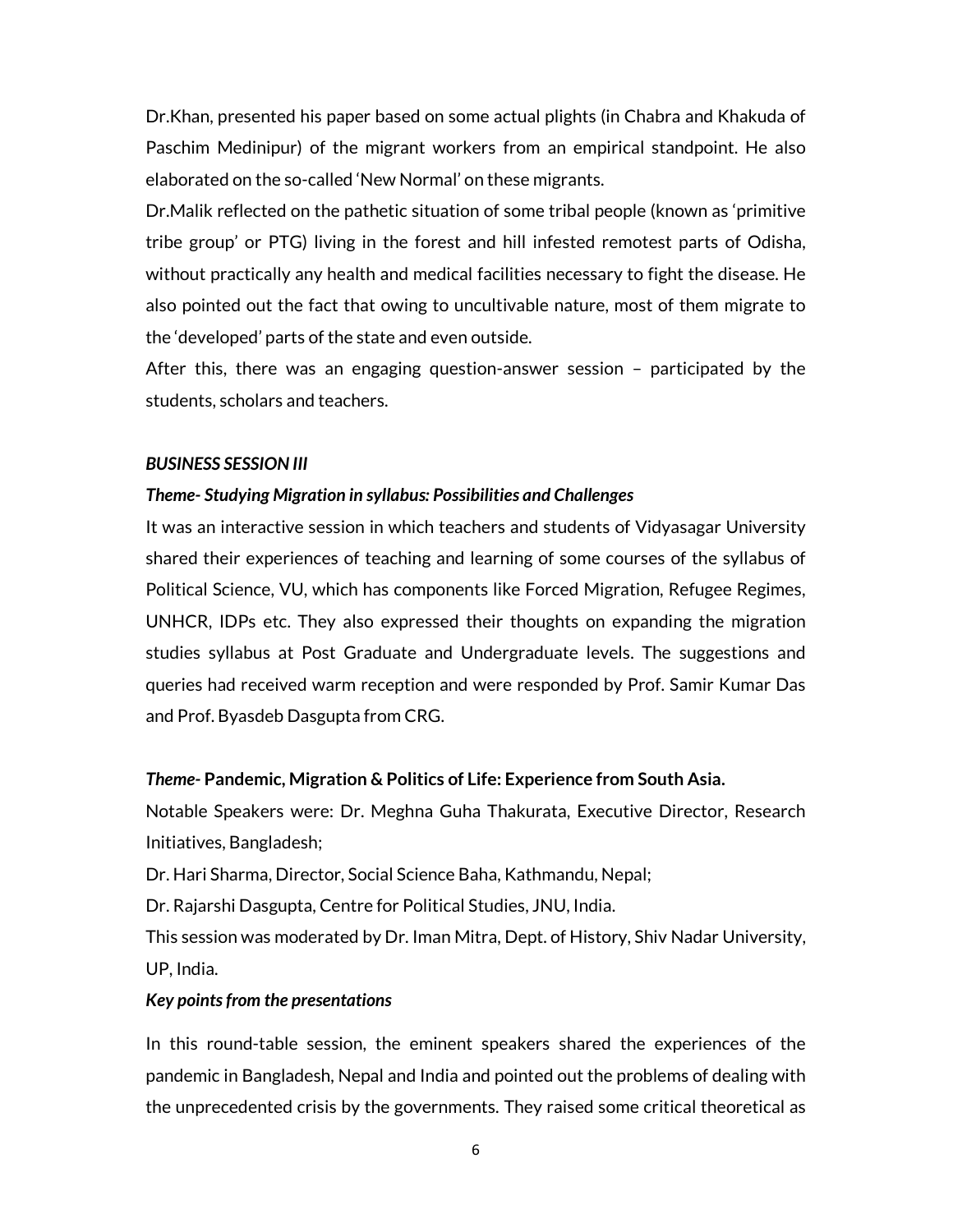Dr.Khan, presented his paper based on some actual plights (in Chabra and Khakuda of Paschim Medinipur) of the migrant workers from an empirical standpoint. He also elaborated on the so-called 'New Normal' on these migrants.

Dr.Malik reflected on the pathetic situation of some tribal people (known as 'primitive tribe group' or PTG) living in the forest and hill infested remotest parts of Odisha, without practically any health and medical facilities necessary to fight the disease. He also pointed out the fact that owing to uncultivable nature, most of them migrate to the 'developed' parts of the state and even outside.

After this, there was an engaging question-answer session – participated by the students, scholars and teachers.

***BUSINESS SESSION III***

***Theme- Studying Migration in syllabus: Possibilities and Challenges***

It was an interactive session in which teachers and students of Vidyasagar University shared their experiences of teaching and learning of some courses of the syllabus of Political Science, VU, which has components like Forced Migration, Refugee Regimes, UNHCR, IDPs etc. They also expressed their thoughts on expanding the migration studies syllabus at Post Graduate and Undergraduate levels. The suggestions and queries had received warm reception and were responded by Prof. Samir Kumar Das and Prof. Byasdeb Dasgupta from CRG.

***Theme-*** **Pandemic, Migration & Politics of Life: Experience from South Asia.**

Notable Speakers were: Dr. Meghna Guha Thakurata, Executive Director, Research Initiatives, Bangladesh;

Dr. Hari Sharma, Director, Social Science Baha, Kathmandu, Nepal;

Dr. Rajarshi Dasgupta, Centre for Political Studies, JNU, India.

This session was moderated by Dr. Iman Mitra, Dept. of History, Shiv Nadar University, UP, India.

***Key points from the presentations***

In this round-table session, the eminent speakers shared the experiences of the pandemic in Bangladesh, Nepal and India and pointed out the problems of dealing with the unprecedented crisis by the governments. They raised some critical theoretical as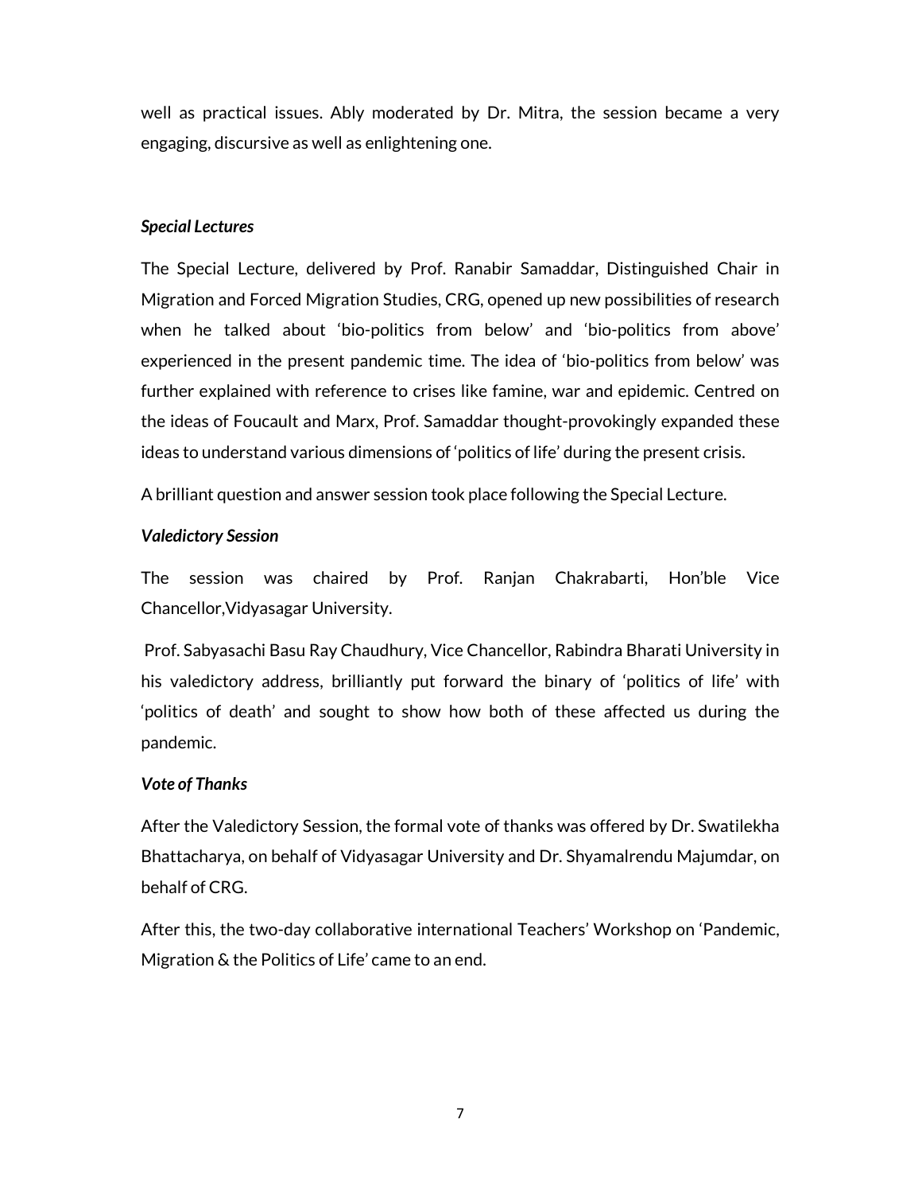well as practical issues. Ably moderated by Dr. Mitra, the session became a very engaging, discursive as well as enlightening one.

***Special Lectures***

The Special Lecture, delivered by Prof. Ranabir Samaddar, Distinguished Chair in Migration and Forced Migration Studies, CRG, opened up new possibilities of research when he talked about 'bio-politics from below' and 'bio-politics from above' experienced in the present pandemic time. The idea of 'bio-politics from below' was further explained with reference to crises like famine, war and epidemic. Centred on the ideas of Foucault and Marx, Prof. Samaddar thought-provokingly expanded these ideas to understand various dimensions of 'politics of life' during the present crisis.

A brilliant question and answer session took place following the Special Lecture.

***Valedictory Session***

The session was chaired by Prof. Ranjan Chakrabarti, Hon'ble Vice Chancellor,Vidyasagar University.

Prof. Sabyasachi Basu Ray Chaudhury, Vice Chancellor, Rabindra Bharati University in his valedictory address, brilliantly put forward the binary of 'politics of life' with 'politics of death' and sought to show how both of these affected us during the pandemic.

***Vote of Thanks***

After the Valedictory Session, the formal vote of thanks was offered by Dr. Swatilekha Bhattacharya, on behalf of Vidyasagar University and Dr. Shyamalrendu Majumdar, on behalf of CRG.

After this, the two-day collaborative international Teachers' Workshop on 'Pandemic, Migration & the Politics of Life' came to an end.